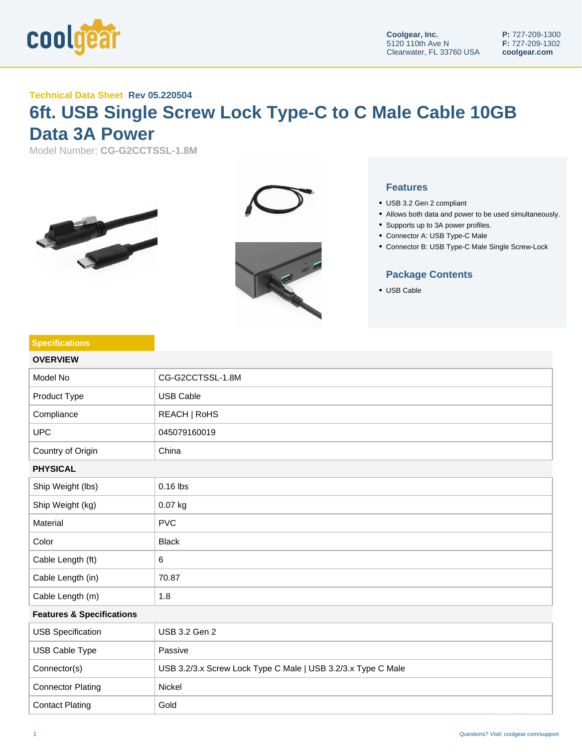Coolgear, Inc.
5120 110th Ave N
Clearwater, FL 33760 USA

**P:** 727-209-1300
**F:** 727-209-1302
**coolgear.com**

**Technical Data Sheet** **Rev 05.220504**

# 6ft. USB Single Screw Lock Type-C to C Male Cable 10GB Data 3A Power

Model Number: **CG-G2CCTSSL-1.8M**

## Features

- USB 3.2 Gen 2 compliant
- Allows both data and power to be used simultaneously.
- Supports up to 3A power profiles.
- Connector A: USB Type-C Male
- Connector B: USB Type-C Male Single Screw-Lock

## Package Contents

- USB Cable

## Specifications

| OVERVIEW | |
|---|---|
| Model No | CG-G2CCTSSL-1.8M |
| Product Type | USB Cable |
| Compliance | REACH \| RoHS |
| UPC | 045079160019 |
| Country of Origin | China |
| **PHYSICAL** | |
| Ship Weight (lbs) | 0.16 lbs |
| Ship Weight (kg) | 0.07 kg |
| Material | PVC |
| Color | Black |
| Cable Length (ft) | 6 |
| Cable Length (in) | 70.87 |
| Cable Length (m) | 1.8 |
| **Features & Specifications** | |
| USB Specification | USB 3.2 Gen 2 |
| USB Cable Type | Passive |
| Connector(s) | USB 3.2/3.x Screw Lock Type C Male \| USB 3.2/3.x Type C Male |
| Connector Plating | Nickel |
| Contact Plating | Gold |

Questions? Visit: coolgear.com/support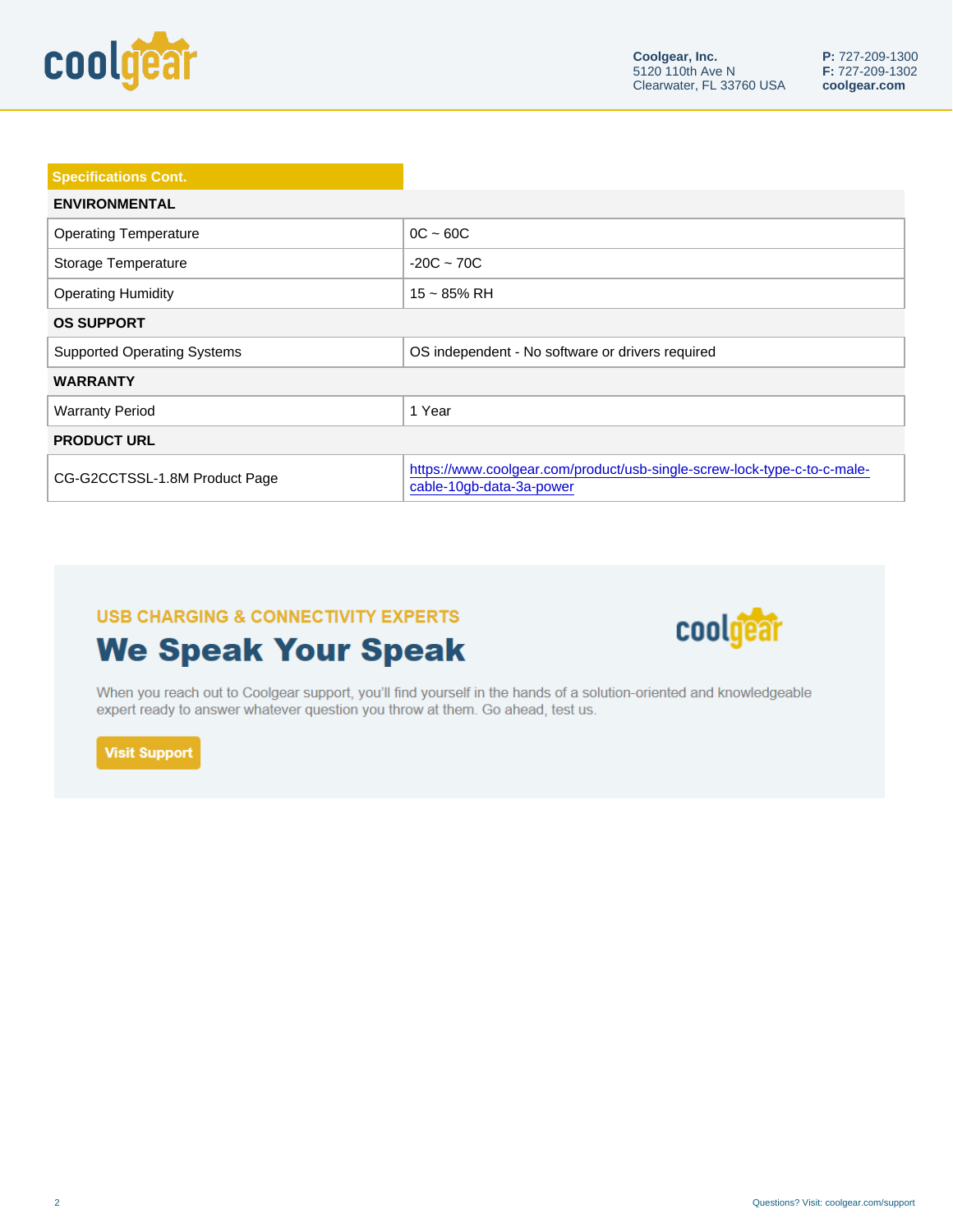Coolgear, Inc.
5120 110th Ave N
Clearwater, FL 33760 USA

**P:** 727-209-1300
**F:** 727-209-1302
**coolgear.com**

## Specifications Cont.

| | |
|---|---|
| **ENVIRONMENTAL** | |
| Operating Temperature | 0C ~ 60C |
| Storage Temperature | -20C ~ 70C |
| Operating Humidity | 15 ~ 85% RH |
| **OS SUPPORT** | |
| Supported Operating Systems | OS independent - No software or drivers required |
| **WARRANTY** | |
| Warranty Period | 1 Year |
| **PRODUCT URL** | |
| CG-G2CCTSSL-1.8M Product Page | https://www.coolgear.com/product/usb-single-screw-lock-type-c-to-c-male-cable-10gb-data-3a-power |

### USB CHARGING & CONNECTIVITY EXPERTS

## We Speak Your Speak

When you reach out to Coolgear support, you'll find yourself in the hands of a solution-oriented and knowledgeable expert ready to answer whatever question you throw at them. Go ahead, test us.

**Visit Support**

Questions? Visit: coolgear.com/support